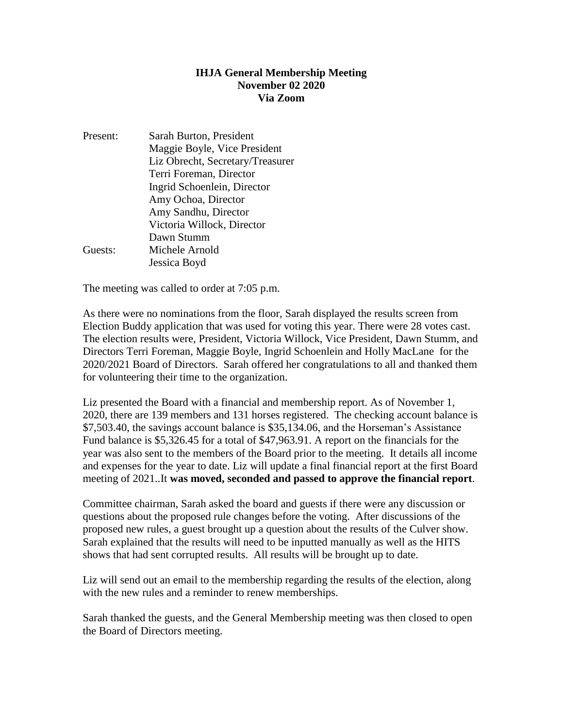**IHJA General Membership Meeting**
**November 02 2020**
**Via Zoom**

Present: Sarah Burton, President
Maggie Boyle, Vice President
Liz Obrecht, Secretary/Treasurer
Terri Foreman, Director
Ingrid Schoenlein, Director
Amy Ochoa, Director
Amy Sandhu, Director
Victoria Willock, Director
Dawn Stumm

Guests: Michele Arnold
Jessica Boyd

The meeting was called to order at 7:05 p.m.

As there were no nominations from the floor, Sarah displayed the results screen from Election Buddy application that was used for voting this year. There were 28 votes cast. The election results were, President, Victoria Willock, Vice President, Dawn Stumm, and Directors Terri Foreman, Maggie Boyle, Ingrid Schoenlein and Holly MacLane for the 2020/2021 Board of Directors. Sarah offered her congratulations to all and thanked them for volunteering their time to the organization.

Liz presented the Board with a financial and membership report. As of November 1, 2020, there are 139 members and 131 horses registered. The checking account balance is \$7,503.40, the savings account balance is \$35,134.06, and the Horseman's Assistance Fund balance is \$5,326.45 for a total of \$47,963.91. A report on the financials for the year was also sent to the members of the Board prior to the meeting. It details all income and expenses for the year to date. Liz will update a final financial report at the first Board meeting of 2021..It **was moved, seconded and passed to approve the financial report**.

Committee chairman, Sarah asked the board and guests if there were any discussion or questions about the proposed rule changes before the voting. After discussions of the proposed new rules, a guest brought up a question about the results of the Culver show. Sarah explained that the results will need to be inputted manually as well as the HITS shows that had sent corrupted results. All results will be brought up to date.

Liz will send out an email to the membership regarding the results of the election, along with the new rules and a reminder to renew memberships.

Sarah thanked the guests, and the General Membership meeting was then closed to open the Board of Directors meeting.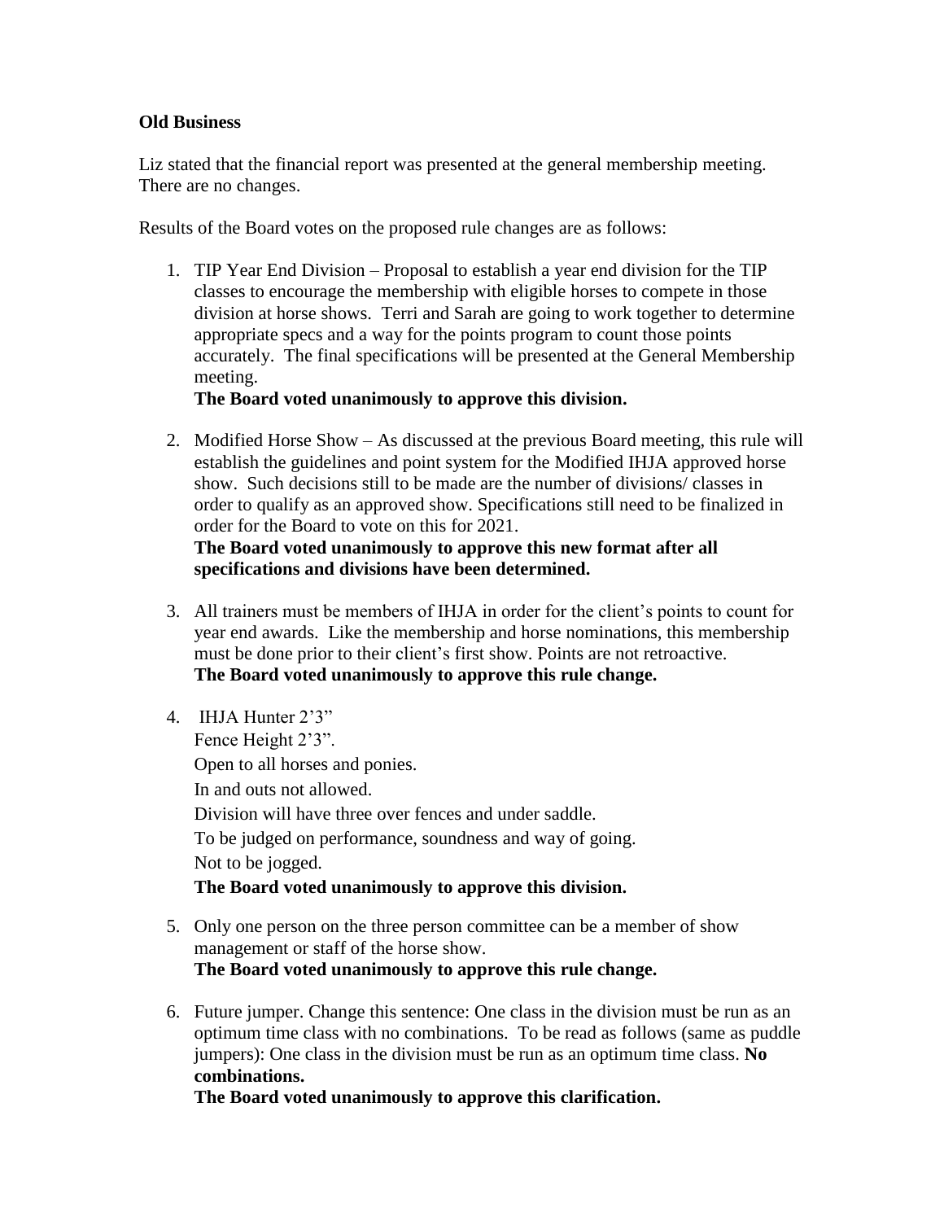**Old Business**

Liz stated that the financial report was presented at the general membership meeting. There are no changes.

Results of the Board votes on the proposed rule changes are as follows:

1. TIP Year End Division – Proposal to establish a year end division for the TIP classes to encourage the membership with eligible horses to compete in those division at horse shows. Terri and Sarah are going to work together to determine appropriate specs and a way for the points program to count those points accurately. The final specifications will be presented at the General Membership meeting.
   **The Board voted unanimously to approve this division.**

2. Modified Horse Show – As discussed at the previous Board meeting, this rule will establish the guidelines and point system for the Modified IHJA approved horse show. Such decisions still to be made are the number of divisions/ classes in order to qualify as an approved show. Specifications still need to be finalized in order for the Board to vote on this for 2021.
   **The Board voted unanimously to approve this new format after all specifications and divisions have been determined.**

3. All trainers must be members of IHJA in order for the client's points to count for year end awards. Like the membership and horse nominations, this membership must be done prior to their client's first show. Points are not retroactive.
   **The Board voted unanimously to approve this rule change.**

4. IHJA Hunter 2'3"
   Fence Height 2'3".
   Open to all horses and ponies.
   In and outs not allowed.
   Division will have three over fences and under saddle.
   To be judged on performance, soundness and way of going.
   Not to be jogged.
   **The Board voted unanimously to approve this division.**

5. Only one person on the three person committee can be a member of show management or staff of the horse show.
   **The Board voted unanimously to approve this rule change.**

6. Future jumper. Change this sentence: One class in the division must be run as an optimum time class with no combinations. To be read as follows (same as puddle jumpers): One class in the division must be run as an optimum time class. **No combinations.**
   **The Board voted unanimously to approve this clarification.**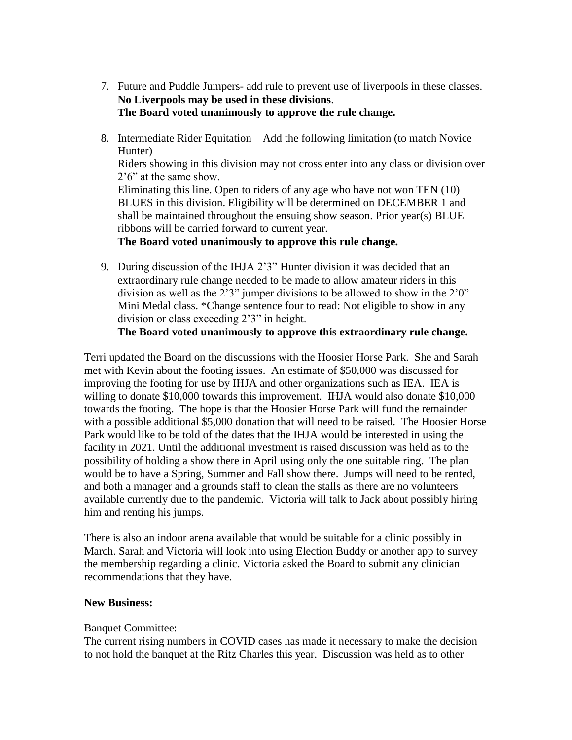7. Future and Puddle Jumpers- add rule to prevent use of liverpools in these classes.
   **No Liverpools may be used in these divisions**.
   **The Board voted unanimously to approve the rule change.**

8. Intermediate Rider Equitation – Add the following limitation (to match Novice Hunter)
   Riders showing in this division may not cross enter into any class or division over 2'6" at the same show.
   Eliminating this line. Open to riders of any age who have not won TEN (10) BLUES in this division. Eligibility will be determined on DECEMBER 1 and shall be maintained throughout the ensuing show season. Prior year(s) BLUE ribbons will be carried forward to current year.
   **The Board voted unanimously to approve this rule change.**

9. During discussion of the IHJA 2'3" Hunter division it was decided that an extraordinary rule change needed to be made to allow amateur riders in this division as well as the 2'3" jumper divisions to be allowed to show in the 2'0" Mini Medal class. *Change sentence four to read: Not eligible to show in any division or class exceeding 2'3" in height.
   **The Board voted unanimously to approve this extraordinary rule change.**

Terri updated the Board on the discussions with the Hoosier Horse Park. She and Sarah met with Kevin about the footing issues. An estimate of $50,000 was discussed for improving the footing for use by IHJA and other organizations such as IEA. IEA is willing to donate $10,000 towards this improvement. IHJA would also donate $10,000 towards the footing. The hope is that the Hoosier Horse Park will fund the remainder with a possible additional $5,000 donation that will need to be raised. The Hoosier Horse Park would like to be told of the dates that the IHJA would be interested in using the facility in 2021. Until the additional investment is raised discussion was held as to the possibility of holding a show there in April using only the one suitable ring. The plan would be to have a Spring, Summer and Fall show there. Jumps will need to be rented, and both a manager and a grounds staff to clean the stalls as there are no volunteers available currently due to the pandemic. Victoria will talk to Jack about possibly hiring him and renting his jumps.

There is also an indoor arena available that would be suitable for a clinic possibly in March. Sarah and Victoria will look into using Election Buddy or another app to survey the membership regarding a clinic. Victoria asked the Board to submit any clinician recommendations that they have.

**New Business:**

Banquet Committee:
The current rising numbers in COVID cases has made it necessary to make the decision to not hold the banquet at the Ritz Charles this year. Discussion was held as to other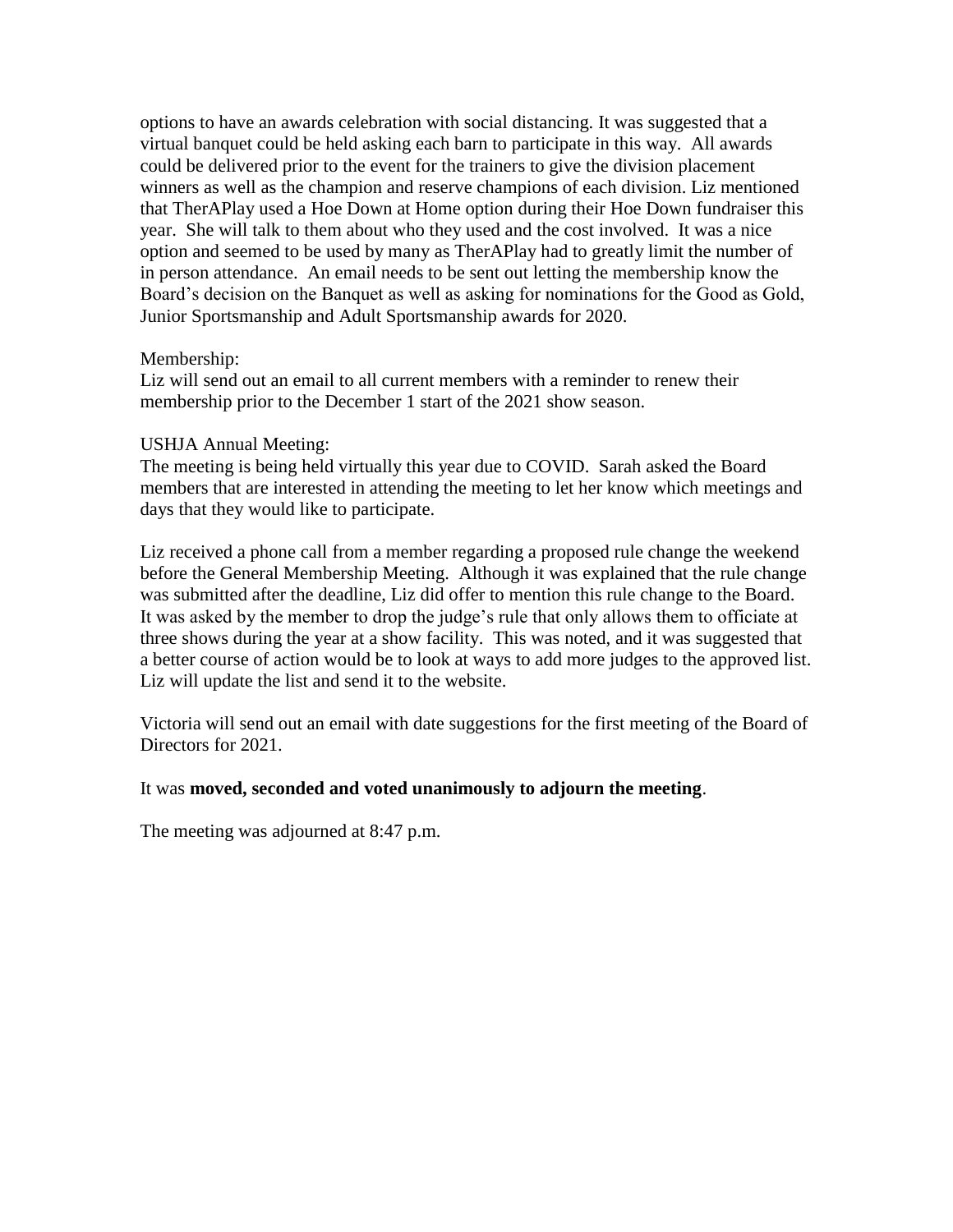options to have an awards celebration with social distancing. It was suggested that a virtual banquet could be held asking each barn to participate in this way. All awards could be delivered prior to the event for the trainers to give the division placement winners as well as the champion and reserve champions of each division. Liz mentioned that TherAPlay used a Hoe Down at Home option during their Hoe Down fundraiser this year. She will talk to them about who they used and the cost involved. It was a nice option and seemed to be used by many as TherAPlay had to greatly limit the number of in person attendance. An email needs to be sent out letting the membership know the Board's decision on the Banquet as well as asking for nominations for the Good as Gold, Junior Sportsmanship and Adult Sportsmanship awards for 2020.

Membership:
Liz will send out an email to all current members with a reminder to renew their membership prior to the December 1 start of the 2021 show season.

USHJA Annual Meeting:
The meeting is being held virtually this year due to COVID. Sarah asked the Board members that are interested in attending the meeting to let her know which meetings and days that they would like to participate.

Liz received a phone call from a member regarding a proposed rule change the weekend before the General Membership Meeting. Although it was explained that the rule change was submitted after the deadline, Liz did offer to mention this rule change to the Board. It was asked by the member to drop the judge's rule that only allows them to officiate at three shows during the year at a show facility. This was noted, and it was suggested that a better course of action would be to look at ways to add more judges to the approved list. Liz will update the list and send it to the website.

Victoria will send out an email with date suggestions for the first meeting of the Board of Directors for 2021.

It was **moved, seconded and voted unanimously to adjourn the meeting**.

The meeting was adjourned at 8:47 p.m.